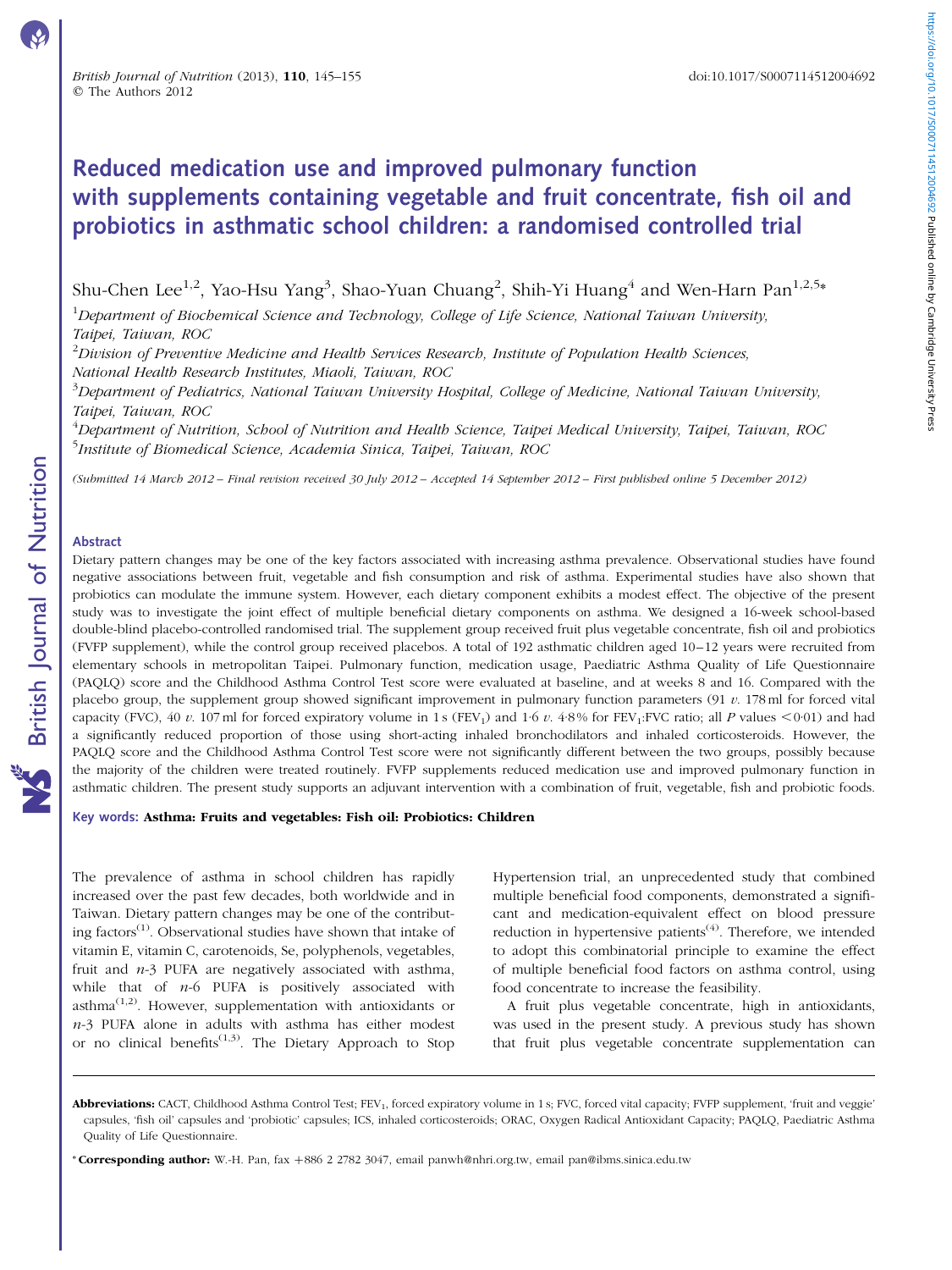# Reduced medication use and improved pulmonary function with supplements containing vegetable and fruit concentrate, fish oil and probiotics in asthmatic school children: a randomised controlled trial

Shu-Chen Lee[1,2], Yao-Hsu Yang[3], Shao-Yuan Chuang[2], Shih-Yi Huang[4] and Wen-Harn Pan[1,2,5]*

[1]Department of Biochemical Science and Technology, College of Life Science, National Taiwan University, Taipei, Taiwan, ROC

[2]Division of Preventive Medicine and Health Services Research, Institute of Population Health Sciences, National Health Research Institutes, Miaoli, Taiwan, ROC

[3]Department of Pediatrics, National Taiwan University Hospital, College of Medicine, National Taiwan University, Taipei, Taiwan, ROC

[4]Department of Nutrition, School of Nutrition and Health Science, Taipei Medical University, Taipei, Taiwan, ROC

[5]Institute of Biomedical Science, Academia Sinica, Taipei, Taiwan, ROC

*(Submitted 14 March 2012 – Final revision received 30 July 2012 – Accepted 14 September 2012 – First published online 5 December 2012)*

## Abstract

Dietary pattern changes may be one of the key factors associated with increasing asthma prevalence. Observational studies have found negative associations between fruit, vegetable and fish consumption and risk of asthma. Experimental studies have also shown that probiotics can modulate the immune system. However, each dietary component exhibits a modest effect. The objective of the present study was to investigate the joint effect of multiple beneficial dietary components on asthma. We designed a 16-week school-based double-blind placebo-controlled randomised trial. The supplement group received fruit plus vegetable concentrate, fish oil and probiotics (FVFP supplement), while the control group received placebos. A total of 192 asthmatic children aged 10–12 years were recruited from elementary schools in metropolitan Taipei. Pulmonary function, medication usage, Paediatric Asthma Quality of Life Questionnaire (PAQLQ) score and the Childhood Asthma Control Test score were evaluated at baseline, and at weeks 8 and 16. Compared with the placebo group, the supplement group showed significant improvement in pulmonary function parameters (91 *v.* 178 ml for forced vital capacity (FVC), 40 *v.* 107 ml for forced expiratory volume in 1 s ($FEV_1$) and 1·6 *v.* 4·8 % for $FEV_1$:FVC ratio; all *P* values $<0·01$) and had a significantly reduced proportion of those using short-acting inhaled bronchodilators and inhaled corticosteroids. However, the PAQLQ score and the Childhood Asthma Control Test score were not significantly different between the two groups, possibly because the majority of the children were treated routinely. FVFP supplements reduced medication use and improved pulmonary function in asthmatic children. The present study supports an adjuvant intervention with a combination of fruit, vegetable, fish and probiotic foods.

**Key words: Asthma: Fruits and vegetables: Fish oil: Probiotics: Children**

The prevalence of asthma in school children has rapidly increased over the past few decades, both worldwide and in Taiwan. Dietary pattern changes may be one of the contributing factors[1]. Observational studies have shown that intake of vitamin E, vitamin C, carotenoids, Se, polyphenols, vegetables, fruit and *n*-3 PUFA are negatively associated with asthma, while that of *n*-6 PUFA is positively associated with asthma[1,2]. However, supplementation with antioxidants or *n*-3 PUFA alone in adults with asthma has either modest or no clinical benefits[1,3]. The Dietary Approach to Stop Hypertension trial, an unprecedented study that combined multiple beneficial food components, demonstrated a significant and medication-equivalent effect on blood pressure reduction in hypertensive patients[4]. Therefore, we intended to adopt this combinatorial principle to examine the effect of multiple beneficial food factors on asthma control, using food concentrate to increase the feasibility.

A fruit plus vegetable concentrate, high in antioxidants, was used in the present study. A previous study has shown that fruit plus vegetable concentrate supplementation can

---

**Abbreviations:** CACT, Childhood Asthma Control Test; $FEV_1$, forced expiratory volume in 1 s; FVC, forced vital capacity; FVFP supplement, 'fruit and veggie' capsules, 'fish oil' capsules and 'probiotic' capsules; ICS, inhaled corticosteroids; ORAC, Oxygen Radical Antioxidant Capacity; PAQLQ, Paediatric Asthma Quality of Life Questionnaire.

***Corresponding author:** W.-H. Pan, fax +886 2 2782 3047, email panwh@nhri.org.tw, email pan@ibms.sinica.edu.tw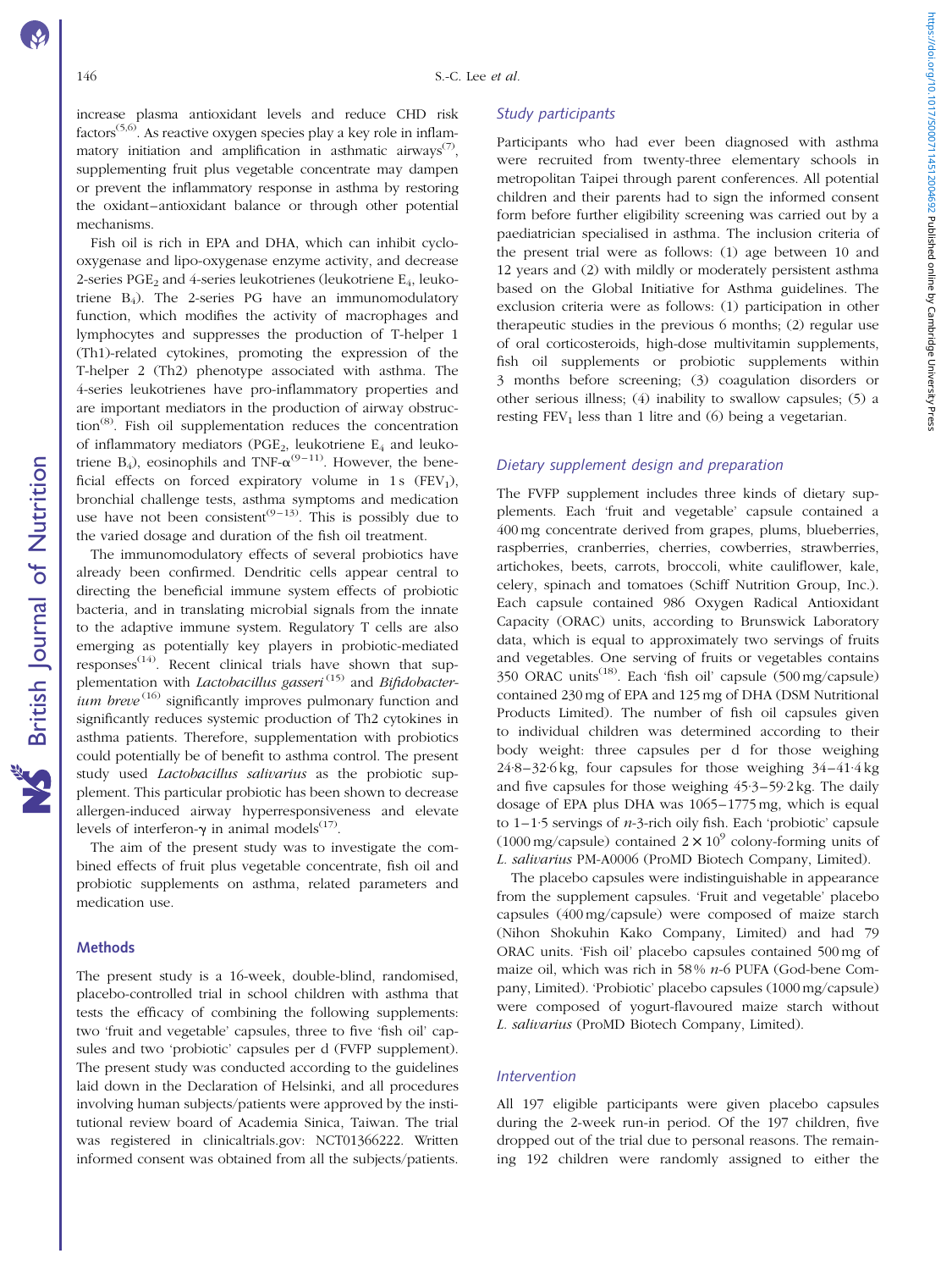increase plasma antioxidant levels and reduce CHD risk factors[5,6]. As reactive oxygen species play a key role in inflammatory initiation and amplification in asthmatic airways[7], supplementing fruit plus vegetable concentrate may dampen or prevent the inflammatory response in asthma by restoring the oxidant–antioxidant balance or through other potential mechanisms.

Fish oil is rich in EPA and DHA, which can inhibit cyclo-oxygenase and lipo-oxygenase enzyme activity, and decrease 2-series $PGE_2$ and 4-series leukotrienes (leukotriene $E_4$, leukotriene $B_4$). The 2-series PG have an immunomodulatory function, which modifies the activity of macrophages and lymphocytes and suppresses the production of T-helper 1 (Th1)-related cytokines, promoting the expression of the T-helper 2 (Th2) phenotype associated with asthma. The 4-series leukotrienes have pro-inflammatory properties and are important mediators in the production of airway obstruction[8]. Fish oil supplementation reduces the concentration of inflammatory mediators ($PGE_2$, leukotriene $E_4$ and leukotriene $B_4$), eosinophils and TNF-α[9–11]. However, the beneficial effects on forced expiratory volume in 1 s ($FEV_1$), bronchial challenge tests, asthma symptoms and medication use have not been consistent[9–13]. This is possibly due to the varied dosage and duration of the fish oil treatment.

The immunomodulatory effects of several probiotics have already been confirmed. Dendritic cells appear central to directing the beneficial immune system effects of probiotic bacteria, and in translating microbial signals from the innate to the adaptive immune system. Regulatory T cells are also emerging as potentially key players in probiotic-mediated responses[14]. Recent clinical trials have shown that supplementation with *Lactobacillus gasseri*[15] and *Bifidobacterium breve*[16] significantly improves pulmonary function and significantly reduces systemic production of Th2 cytokines in asthma patients. Therefore, supplementation with probiotics could potentially be of benefit to asthma control. The present study used *Lactobacillus salivarius* as the probiotic supplement. This particular probiotic has been shown to decrease allergen-induced airway hyperresponsiveness and elevate levels of interferon-γ in animal models[17].

The aim of the present study was to investigate the combined effects of fruit plus vegetable concentrate, fish oil and probiotic supplements on asthma, related parameters and medication use.

## Methods

The present study is a 16-week, double-blind, randomised, placebo-controlled trial in school children with asthma that tests the efficacy of combining the following supplements: two 'fruit and vegetable' capsules, three to five 'fish oil' capsules and two 'probiotic' capsules per d (FVFP supplement). The present study was conducted according to the guidelines laid down in the Declaration of Helsinki, and all procedures involving human subjects/patients were approved by the institutional review board of Academia Sinica, Taiwan. The trial was registered in clinicaltrials.gov: NCT01366222. Written informed consent was obtained from all the subjects/patients.

### Study participants

Participants who had ever been diagnosed with asthma were recruited from twenty-three elementary schools in metropolitan Taipei through parent conferences. All potential children and their parents had to sign the informed consent form before further eligibility screening was carried out by a paediatrician specialised in asthma. The inclusion criteria of the present trial were as follows: (1) age between 10 and 12 years and (2) with mildly or moderately persistent asthma based on the Global Initiative for Asthma guidelines. The exclusion criteria were as follows: (1) participation in other therapeutic studies in the previous 6 months; (2) regular use of oral corticosteroids, high-dose multivitamin supplements, fish oil supplements or probiotic supplements within 3 months before screening; (3) coagulation disorders or other serious illness; (4) inability to swallow capsules; (5) a resting $FEV_1$ less than 1 litre and (6) being a vegetarian.

### Dietary supplement design and preparation

The FVFP supplement includes three kinds of dietary supplements. Each 'fruit and vegetable' capsule contained a 400 mg concentrate derived from grapes, plums, blueberries, raspberries, cranberries, cherries, cowberries, strawberries, artichokes, beets, carrots, broccoli, white cauliflower, kale, celery, spinach and tomatoes (Schiff Nutrition Group, Inc.). Each capsule contained 986 Oxygen Radical Antioxidant Capacity (ORAC) units, according to Brunswick Laboratory data, which is equal to approximately two servings of fruits and vegetables. One serving of fruits or vegetables contains 350 ORAC units[18]. Each 'fish oil' capsule (500 mg/capsule) contained 230 mg of EPA and 125 mg of DHA (DSM Nutritional Products Limited). The number of fish oil capsules given to individual children was determined according to their body weight: three capsules per d for those weighing 24·8–32·6 kg, four capsules for those weighing 34–41·4 kg and five capsules for those weighing 45·3–59·2 kg. The daily dosage of EPA plus DHA was 1065–1775 mg, which is equal to 1–1·5 servings of *n*-3-rich oily fish. Each 'probiotic' capsule (1000 mg/capsule) contained $2 \times 10^9$ colony-forming units of *L. salivarius* PM-A0006 (ProMD Biotech Company, Limited).

The placebo capsules were indistinguishable in appearance from the supplement capsules. 'Fruit and vegetable' placebo capsules (400 mg/capsule) were composed of maize starch (Nihon Shokuhin Kako Company, Limited) and had 79 ORAC units. 'Fish oil' placebo capsules contained 500 mg of maize oil, which was rich in 58 % *n*-6 PUFA (God-bene Company, Limited). 'Probiotic' placebo capsules (1000 mg/capsule) were composed of yogurt-flavoured maize starch without *L. salivarius* (ProMD Biotech Company, Limited).

### Intervention

All 197 eligible participants were given placebo capsules during the 2-week run-in period. Of the 197 children, five dropped out of the trial due to personal reasons. The remaining 192 children were randomly assigned to either the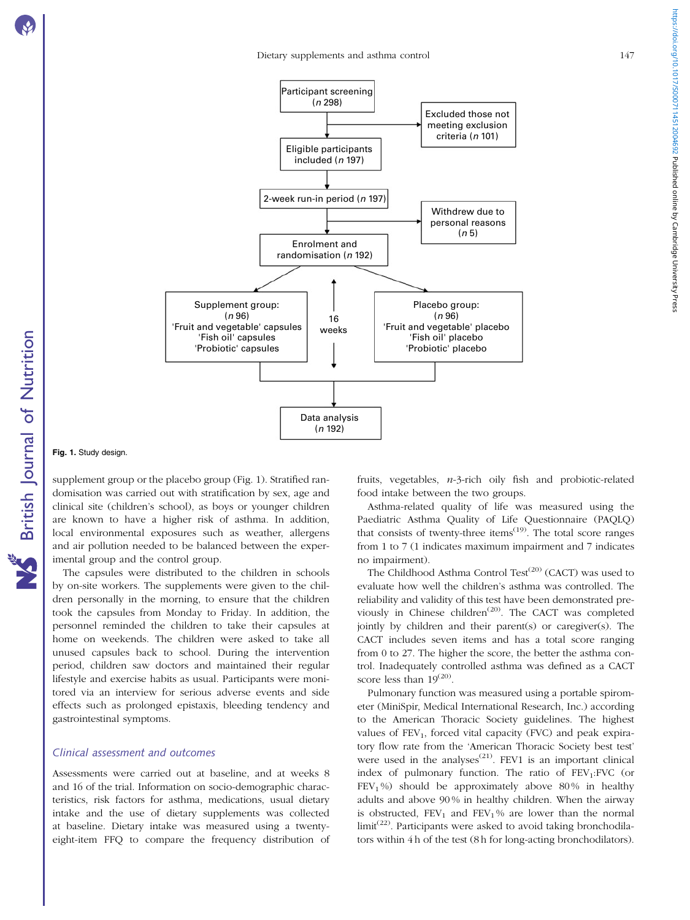Fig. 1. Study design.

supplement group or the placebo group (Fig. 1). Stratified randomisation was carried out with stratification by sex, age and clinical site (children's school), as boys or younger children are known to have a higher risk of asthma. In addition, local environmental exposures such as weather, allergens and air pollution needed to be balanced between the experimental group and the control group.

The capsules were distributed to the children in schools by on-site workers. The supplements were given to the children personally in the morning, to ensure that the children took the capsules from Monday to Friday. In addition, the personnel reminded the children to take their capsules at home on weekends. The children were asked to take all unused capsules back to school. During the intervention period, children saw doctors and maintained their regular lifestyle and exercise habits as usual. Participants were monitored via an interview for serious adverse events and side effects such as prolonged epistaxis, bleeding tendency and gastrointestinal symptoms.

## Clinical assessment and outcomes

Assessments were carried out at baseline, and at weeks 8 and 16 of the trial. Information on socio-demographic characteristics, risk factors for asthma, medications, usual dietary intake and the use of dietary supplements was collected at baseline. Dietary intake was measured using a twenty-eight-item FFQ to compare the frequency distribution of fruits, vegetables, $n$-3-rich oily fish and probiotic-related food intake between the two groups.

Asthma-related quality of life was measured using the Paediatric Asthma Quality of Life Questionnaire (PAQLQ) that consists of twenty-three items[19]. The total score ranges from 1 to 7 (1 indicates maximum impairment and 7 indicates no impairment).

The Childhood Asthma Control Test[20] (CACT) was used to evaluate how well the children's asthma was controlled. The reliability and validity of this test have been demonstrated previously in Chinese children[20]. The CACT was completed jointly by children and their parent(s) or caregiver(s). The CACT includes seven items and has a total score ranging from 0 to 27. The higher the score, the better the asthma control. Inadequately controlled asthma was defined as a CACT score less than 19[20].

Pulmonary function was measured using a portable spirometer (MiniSpir, Medical International Research, Inc.) according to the American Thoracic Society guidelines. The highest values of $FEV_1$, forced vital capacity (FVC) and peak expiratory flow rate from the 'American Thoracic Society best test' were used in the analyses[21]. FEV1 is an important clinical index of pulmonary function. The ratio of $FEV_1$:FVC (or $FEV_1$%) should be approximately above 80 % in healthy adults and above 90 % in healthy children. When the airway is obstructed, $FEV_1$ and $FEV_1$% are lower than the normal limit[22]. Participants were asked to avoid taking bronchodilators within 4 h of the test (8 h for long-acting bronchodilators).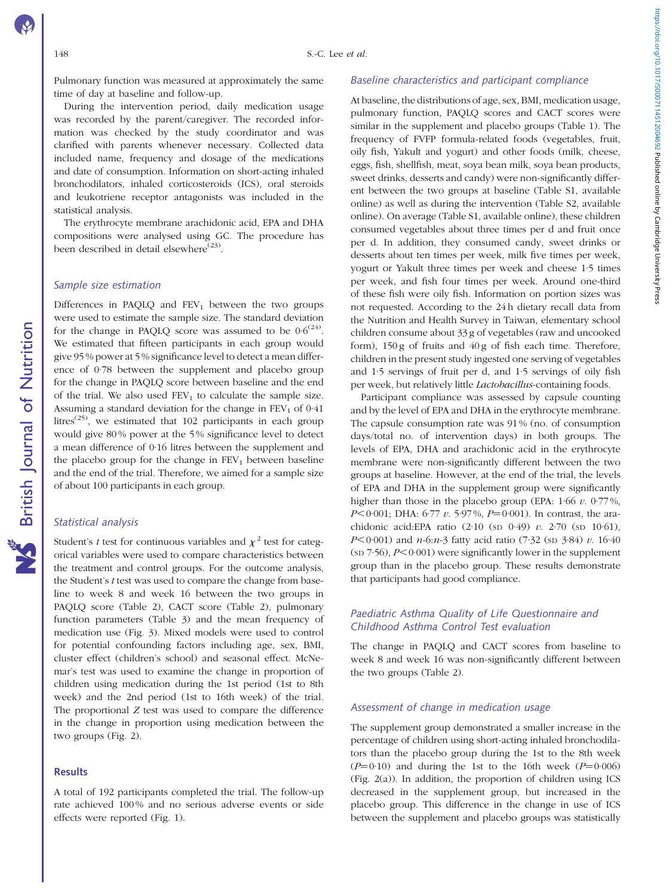Pulmonary function was measured at approximately the same time of day at baseline and follow-up.

During the intervention period, daily medication usage was recorded by the parent/caregiver. The recorded information was checked by the study coordinator and was clarified with parents whenever necessary. Collected data included name, frequency and dosage of the medications and date of consumption. Information on short-acting inhaled bronchodilators, inhaled corticosteroids (ICS), oral steroids and leukotriene receptor antagonists was included in the statistical analysis.

The erythrocyte membrane arachidonic acid, EPA and DHA compositions were analysed using GC. The procedure has been described in detail elsewhere[23].

### Sample size estimation

Differences in PAQLQ and $FEV_1$ between the two groups were used to estimate the sample size. The standard deviation for the change in PAQLQ score was assumed to be 0·6[24]. We estimated that fifteen participants in each group would give 95 % power at 5 % significance level to detect a mean difference of 0·78 between the supplement and placebo group for the change in PAQLQ score between baseline and the end of the trial. We also used $FEV_1$ to calculate the sample size. Assuming a standard deviation for the change in $FEV_1$ of 0·41 litres[25], we estimated that 102 participants in each group would give 80 % power at the 5 % significance level to detect a mean difference of 0·16 litres between the supplement and the placebo group for the change in $FEV_1$ between baseline and the end of the trial. Therefore, we aimed for a sample size of about 100 participants in each group.

### Statistical analysis

Student's *t* test for continuous variables and $\chi^2$ test for categorical variables were used to compare characteristics between the treatment and control groups. For the outcome analysis, the Student's *t* test was used to compare the change from baseline to week 8 and week 16 between the two groups in PAQLQ score (Table 2), CACT score (Table 2), pulmonary function parameters (Table 3) and the mean frequency of medication use (Fig. 3). Mixed models were used to control for potential confounding factors including age, sex, BMI, cluster effect (children's school) and seasonal effect. McNemar's test was used to examine the change in proportion of children using medication during the 1st period (1st to 8th week) and the 2nd period (1st to 16th week) of the trial. The proportional *Z* test was used to compare the difference in the change in proportion using medication between the two groups (Fig. 2).

## Results

A total of 192 participants completed the trial. The follow-up rate achieved 100 % and no serious adverse events or side effects were reported (Fig. 1).

### Baseline characteristics and participant compliance

At baseline, the distributions of age, sex, BMI, medication usage, pulmonary function, PAQLQ scores and CACT scores were similar in the supplement and placebo groups (Table 1). The frequency of FVFP formula-related foods (vegetables, fruit, oily fish, Yakult and yogurt) and other foods (milk, cheese, eggs, fish, shellfish, meat, soya bean milk, soya bean products, sweet drinks, desserts and candy) were non-significantly different between the two groups at baseline (Table S1, available online) as well as during the intervention (Table S2, available online). On average (Table S1, available online), these children consumed vegetables about three times per d and fruit once per d. In addition, they consumed candy, sweet drinks or desserts about ten times per week, milk five times per week, yogurt or Yakult three times per week and cheese 1·5 times per week, and fish four times per week. Around one-third of these fish were oily fish. Information on portion sizes was not requested. According to the 24 h dietary recall data from the Nutrition and Health Survey in Taiwan, elementary school children consume about 33 g of vegetables (raw and uncooked form), 150 g of fruits and 40 g of fish each time. Therefore, children in the present study ingested one serving of vegetables and 1·5 servings of fruit per d, and 1·5 servings of oily fish per week, but relatively little *Lactobacillus*-containing foods.

Participant compliance was assessed by capsule counting and by the level of EPA and DHA in the erythrocyte membrane. The capsule consumption rate was 91 % (no. of consumption days/total no. of intervention days) in both groups. The levels of EPA, DHA and arachidonic acid in the erythrocyte membrane were non-significantly different between the two groups at baseline. However, at the end of the trial, the levels of EPA and DHA in the supplement group were significantly higher than those in the placebo group (EPA: 1·66 *v.* 0·77 %, $P<0·001$; DHA: 6·77 *v.* 5·97 %, $P=0·001$). In contrast, the arachidonic acid:EPA ratio (2·10 (SD 0·49) *v.* 2·70 (SD 10·61), $P<0·001$) and *n*-6:*n*-3 fatty acid ratio (7·32 (SD 3·84) *v.* 16·40 (SD 7·56), $P<0·001$) were significantly lower in the supplement group than in the placebo group. These results demonstrate that participants had good compliance.

### Paediatric Asthma Quality of Life Questionnaire and Childhood Asthma Control Test evaluation

The change in PAQLQ and CACT scores from baseline to week 8 and week 16 was non-significantly different between the two groups (Table 2).

### Assessment of change in medication usage

The supplement group demonstrated a smaller increase in the percentage of children using short-acting inhaled bronchodilators than the placebo group during the 1st to the 8th week ($P=0·10$) and during the 1st to the 16th week ($P=0·006$) (Fig. 2(a)). In addition, the proportion of children using ICS decreased in the supplement group, but increased in the placebo group. This difference in the change in use of ICS between the supplement and placebo groups was statistically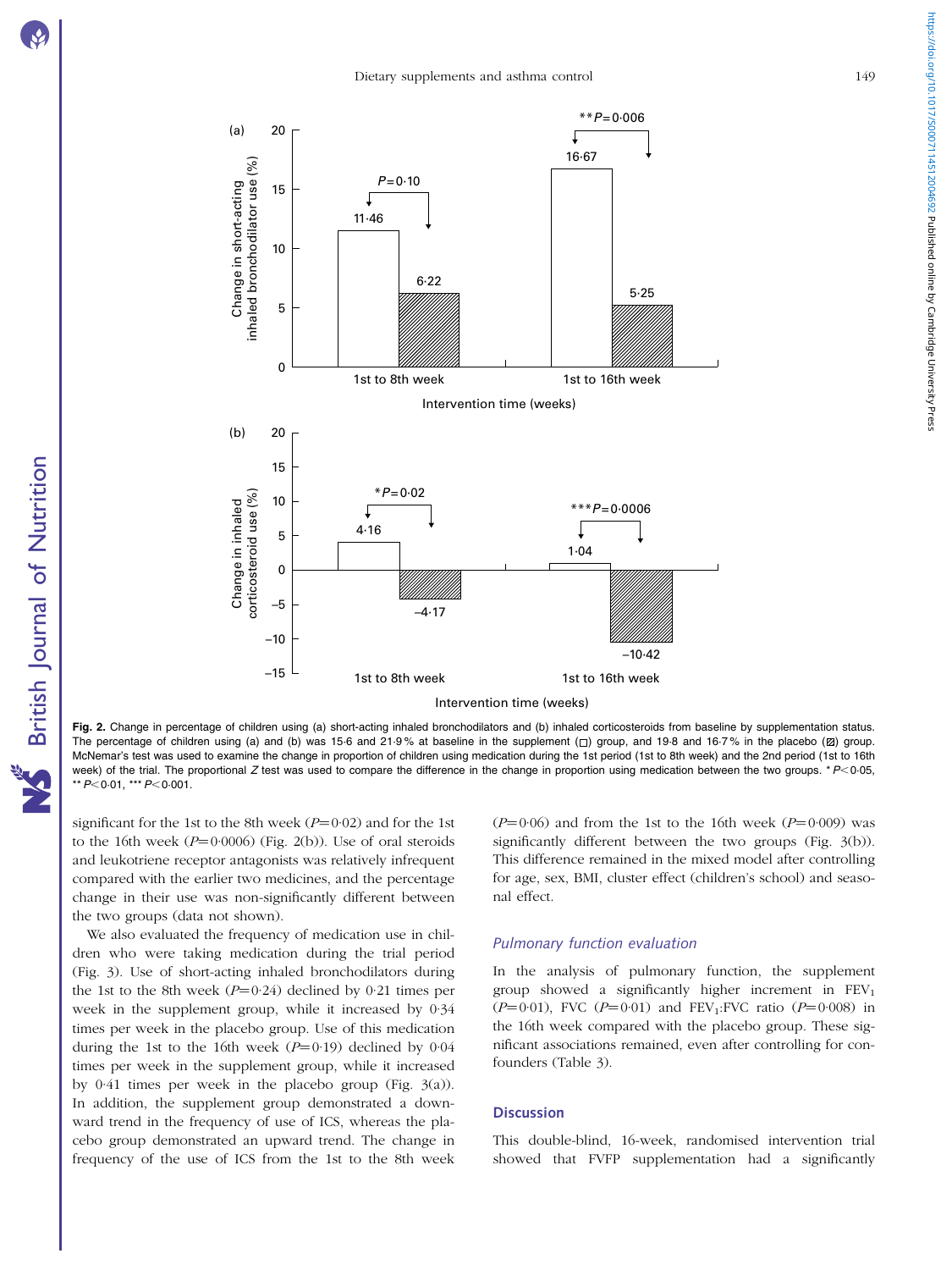Fig. 2. Change in percentage of children using (a) short-acting inhaled bronchodilators and (b) inhaled corticosteroids from baseline by supplementation status. The percentage of children using (a) and (b) was 15·6 and 21·9 % at baseline in the supplement (□) group, and 19·8 and 16·7 % in the placebo (▨) group. McNemar's test was used to examine the change in proportion of children using medication during the 1st period (1st to 8th week) and the 2nd period (1st to 16th week) of the trial. The proportional $Z$ test was used to compare the difference in the change in proportion using medication between the two groups. * $P<0·05$, ** $P<0·01$, *** $P<0·001$.

significant for the 1st to the 8th week ($P=0·02$) and for the 1st to the 16th week ($P=0·0006$) (Fig. 2(b)). Use of oral steroids and leukotriene receptor antagonists was relatively infrequent compared with the earlier two medicines, and the percentage change in their use was non-significantly different between the two groups (data not shown).

We also evaluated the frequency of medication use in children who were taking medication during the trial period (Fig. 3). Use of short-acting inhaled bronchodilators during the 1st to the 8th week ($P=0·24$) declined by 0·21 times per week in the supplement group, while it increased by 0·34 times per week in the placebo group. Use of this medication during the 1st to the 16th week ($P=0·19$) declined by 0·04 times per week in the supplement group, while it increased by 0·41 times per week in the placebo group (Fig. 3(a)). In addition, the supplement group demonstrated a downward trend in the frequency of use of ICS, whereas the placebo group demonstrated an upward trend. The change in frequency of the use of ICS from the 1st to the 8th week ($P=0·06$) and from the 1st to the 16th week ($P=0·009$) was significantly different between the two groups (Fig. 3(b)). This difference remained in the mixed model after controlling for age, sex, BMI, cluster effect (children's school) and seasonal effect.

### Pulmonary function evaluation

In the analysis of pulmonary function, the supplement group showed a significantly higher increment in $FEV_1$ ($P=0·01$), FVC ($P=0·01$) and $FEV_1$:FVC ratio ($P=0·008$) in the 16th week compared with the placebo group. These significant associations remained, even after controlling for confounders (Table 3).

## Discussion

This double-blind, 16-week, randomised intervention trial showed that FVFP supplementation had a significantly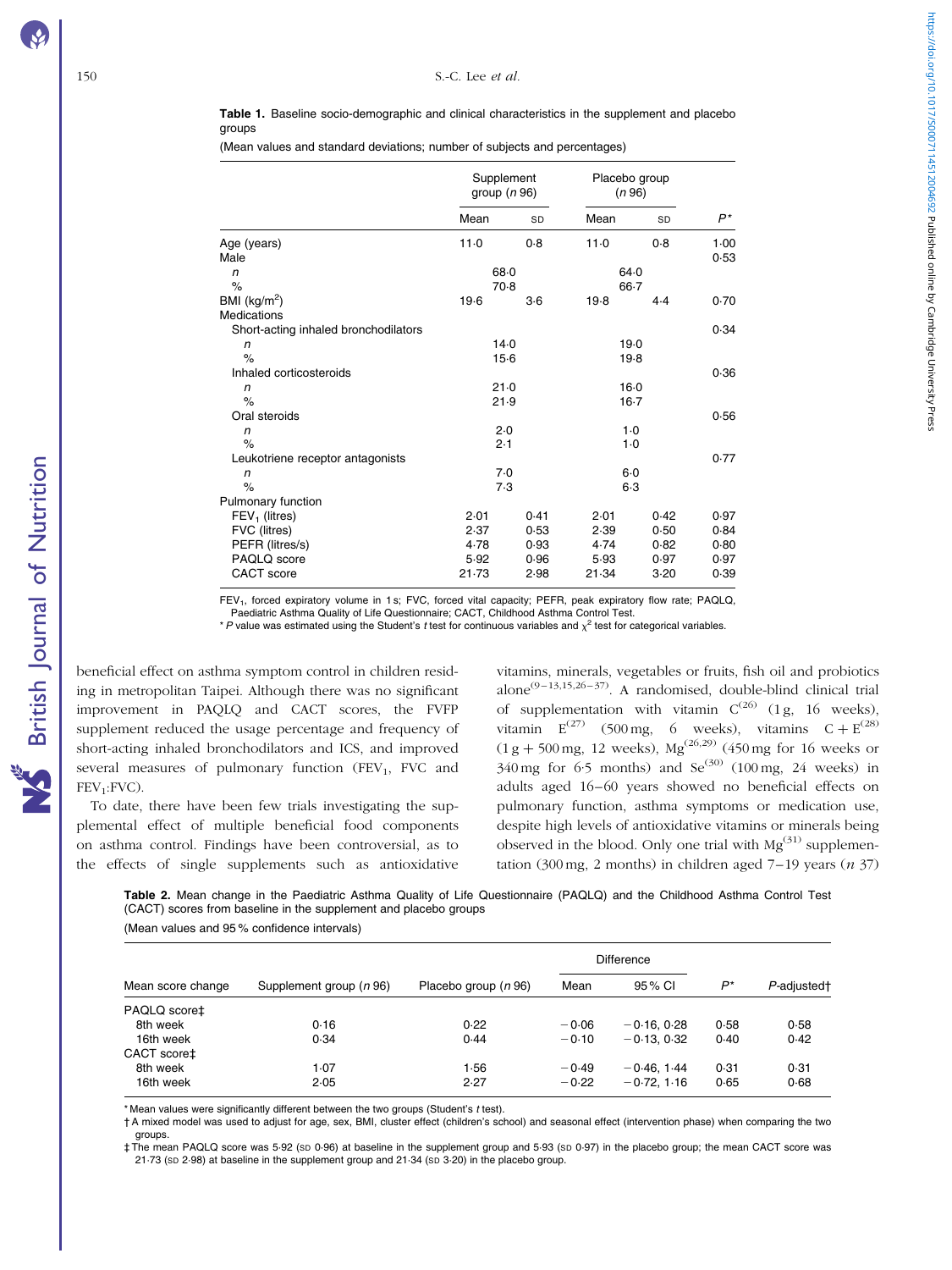**Table 1.** Baseline socio-demographic and clinical characteristics in the supplement and placebo groups

(Mean values and standard deviations; number of subjects and percentages)

| | Supplement group (*n* 96) | | Placebo group (*n* 96) | | |
|---|---|---|---|---|---|
| | Mean | SD | Mean | SD | *P** |
| Age (years) | 11·0 | 0·8 | 11·0 | 0·8 | 1·00 |
| Male | | | | | 0·53 |
| *n* | 68·0 | | 64·0 | | |
| % | 70·8 | | 66·7 | | |
| BMI (kg/m²) | 19·6 | 3·6 | 19·8 | 4·4 | 0·70 |
| Medications | | | | | |
| Short-acting inhaled bronchodilators | | | | | 0·34 |
| *n* | 14·0 | | 19·0 | | |
| % | 15·6 | | 19·8 | | |
| Inhaled corticosteroids | | | | | 0·36 |
| *n* | 21·0 | | 16·0 | | |
| % | 21·9 | | 16·7 | | |
| Oral steroids | | | | | 0·56 |
| *n* | 2·0 | | 1·0 | | |
| % | 2·1 | | 1·0 | | |
| Leukotriene receptor antagonists | | | | | 0·77 |
| *n* | 7·0 | | 6·0 | | |
| % | 7·3 | | 6·3 | | |
| Pulmonary function | | | | | |
| $FEV_1$ (litres) | 2·01 | 0·41 | 2·01 | 0·42 | 0·97 |
| FVC (litres) | 2·37 | 0·53 | 2·39 | 0·50 | 0·84 |
| PEFR (litres/s) | 4·78 | 0·93 | 4·74 | 0·82 | 0·80 |
| PAQLQ score | 5·92 | 0·96 | 5·93 | 0·97 | 0·97 |
| CACT score | 21·73 | 2·98 | 21·34 | 3·20 | 0·39 |

$FEV_1$, forced expiratory volume in 1 s; FVC, forced vital capacity; PEFR, peak expiratory flow rate; PAQLQ, Paediatric Asthma Quality of Life Questionnaire; CACT, Childhood Asthma Control Test.

\* *P* value was estimated using the Student's *t* test for continuous variables and $\chi^2$ test for categorical variables.

beneficial effect on asthma symptom control in children residing in metropolitan Taipei. Although there was no significant improvement in PAQLQ and CACT scores, the FVFP supplement reduced the usage percentage and frequency of short-acting inhaled bronchodilators and ICS, and improved several measures of pulmonary function ($FEV_1$, FVC and $FEV_1$:FVC).

To date, there have been few trials investigating the supplemental effect of multiple beneficial food components on asthma control. Findings have been controversial, as to the effects of single supplements such as antioxidative vitamins, minerals, vegetables or fruits, fish oil and probiotics alone[9–13,15,26–37]. A randomised, double-blind clinical trial of supplementation with vitamin C[26] (1 g, 16 weeks), vitamin E[27] (500 mg, 6 weeks), vitamins C + E[28] (1 g + 500 mg, 12 weeks), Mg[26,29] (450 mg for 16 weeks or 340 mg for 6·5 months) and Se[30] (100 mg, 24 weeks) in adults aged 16–60 years showed no beneficial effects on pulmonary function, asthma symptoms or medication use, despite high levels of antioxidative vitamins or minerals being observed in the blood. Only one trial with Mg[31] supplementation (300 mg, 2 months) in children aged 7–19 years (*n* 37)

**Table 2.** Mean change in the Paediatric Asthma Quality of Life Questionnaire (PAQLQ) and the Childhood Asthma Control Test (CACT) scores from baseline in the supplement and placebo groups

(Mean values and 95 % confidence intervals)

| | | | Difference | | | |
|---|---|---|---|---|---|---|
| Mean score change | Supplement group (*n* 96) | Placebo group (*n* 96) | Mean | 95 % CI | *P** | *P*-adjusted† |
| PAQLQ score‡ | | | | | | |
| 8th week | 0·16 | 0·22 | −0·06 | −0·16, 0·28 | 0·58 | 0·58 |
| 16th week | 0·34 | 0·44 | −0·10 | −0·13, 0·32 | 0·40 | 0·42 |
| CACT score‡ | | | | | | |
| 8th week | 1·07 | 1·56 | −0·49 | −0·46, 1·44 | 0·31 | 0·31 |
| 16th week | 2·05 | 2·27 | −0·22 | −0·72, 1·16 | 0·65 | 0·68 |

\* Mean values were significantly different between the two groups (Student's *t* test).

† A mixed model was used to adjust for age, sex, BMI, cluster effect (children's school) and seasonal effect (intervention phase) when comparing the two groups.

‡ The mean PAQLQ score was 5·92 (SD 0·96) at baseline in the supplement group and 5·93 (SD 0·97) in the placebo group; the mean CACT score was 21·73 (SD 2·98) at baseline in the supplement group and 21·34 (SD 3·20) in the placebo group.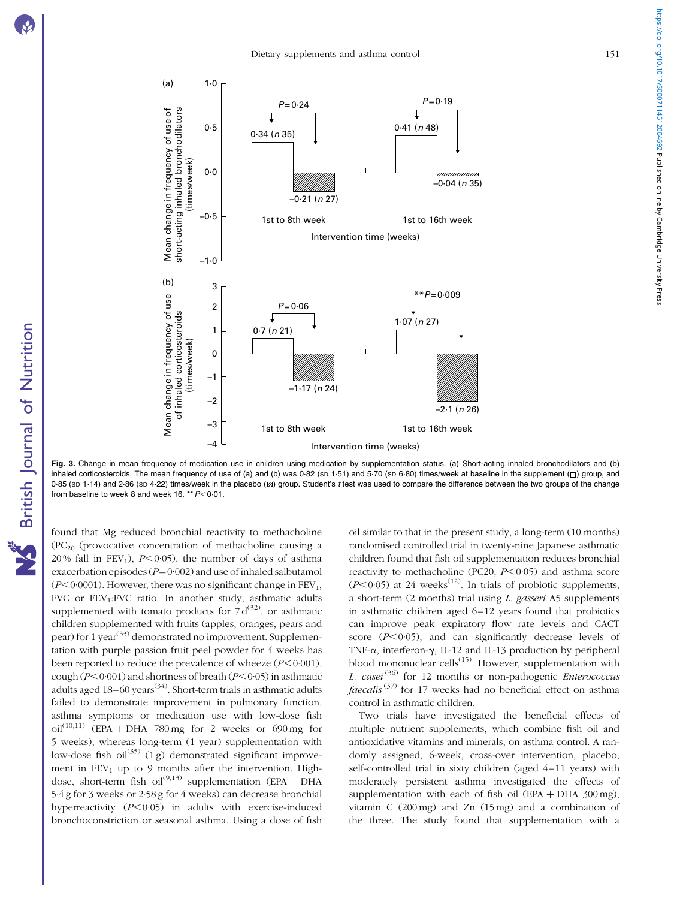Fig. 3. Change in mean frequency of medication use in children using medication by supplementation status. (a) Short-acting inhaled bronchodilators and (b) inhaled corticosteroids. The mean frequency of use of (a) and (b) was 0·82 (SD 1·51) and 5·70 (SD 6·80) times/week at baseline in the supplement (□) group, and 0·85 (SD 1·14) and 2·86 (SD 4·22) times/week in the placebo (▨) group. Student's *t* test was used to compare the difference between the two groups of the change from baseline to week 8 and week 16. ** $P<0·01$.

found that Mg reduced bronchial reactivity to methacholine ($PC_{20}$ (provocative concentration of methacholine causing a 20 % fall in $FEV_1$), $P<0·05$), the number of days of asthma exacerbation episodes ($P=0·002$) and use of inhaled salbutamol ($P<0·0001$). However, there was no significant change in $FEV_1$, FVC or $FEV_1$:FVC ratio. In another study, asthmatic adults supplemented with tomato products for 7 d[32], or asthmatic children supplemented with fruits (apples, oranges, pears and pear) for 1 year[33] demonstrated no improvement. Supplementation with purple passion fruit peel powder for 4 weeks has been reported to reduce the prevalence of wheeze ($P<0·001$), cough ($P<0·001$) and shortness of breath ($P<0·05$) in asthmatic adults aged 18–60 years[34]. Short-term trials in asthmatic adults failed to demonstrate improvement in pulmonary function, asthma symptoms or medication use with low-dose fish oil[10,11] (EPA + DHA 780 mg for 2 weeks or 690 mg for 5 weeks), whereas long-term (1 year) supplementation with low-dose fish oil[35] (1 g) demonstrated significant improvement in $FEV_1$ up to 9 months after the intervention. High-dose, short-term fish oil[9,13] supplementation (EPA + DHA 5·4 g for 3 weeks or 2·58 g for 4 weeks) can decrease bronchial hyperreactivity ($P<0·05$) in adults with exercise-induced bronchoconstriction or seasonal asthma. Using a dose of fish oil similar to that in the present study, a long-term (10 months) randomised controlled trial in twenty-nine Japanese asthmatic children found that fish oil supplementation reduces bronchial reactivity to methacholine (PC20, $P<0·05$) and asthma score ($P<0·05$) at 24 weeks[12]. In trials of probiotic supplements, a short-term (2 months) trial using *L. gasseri* A5 supplements in asthmatic children aged 6–12 years found that probiotics can improve peak expiratory flow rate levels and CACT score ($P<0·05$), and can significantly decrease levels of TNF-α, interferon-γ, IL-12 and IL-13 production by peripheral blood mononuclear cells[15]. However, supplementation with *L. casei*[36] for 12 months or non-pathogenic *Enterococcus faecalis*[37] for 17 weeks had no beneficial effect on asthma control in asthmatic children.

Two trials have investigated the beneficial effects of multiple nutrient supplements, which combine fish oil and antioxidative vitamins and minerals, on asthma control. A randomly assigned, 6-week, cross-over intervention, placebo, self-controlled trial in sixty children (aged 4–11 years) with moderately persistent asthma investigated the effects of supplementation with each of fish oil (EPA + DHA 300 mg), vitamin C (200 mg) and Zn (15 mg) and a combination of the three. The study found that supplementation with a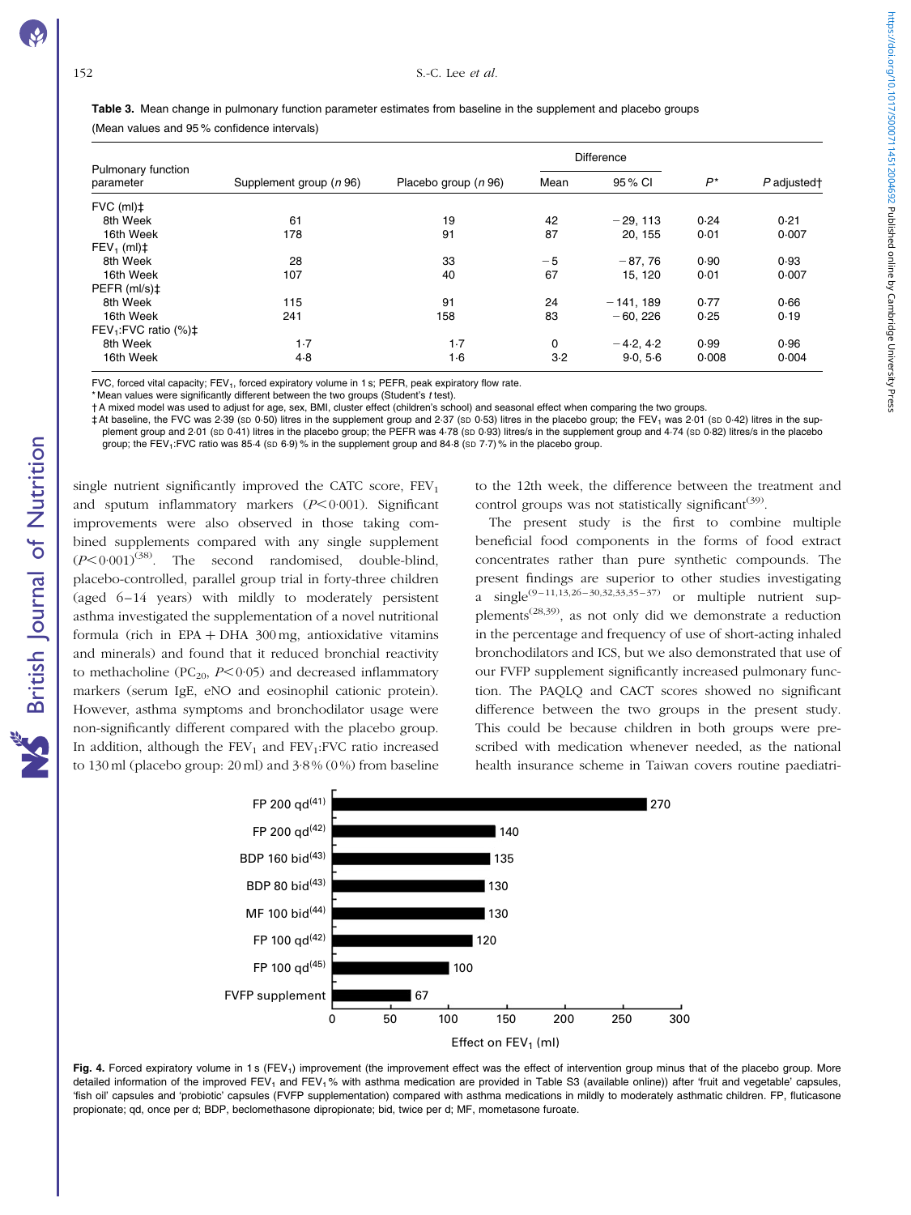**Table 3.** Mean change in pulmonary function parameter estimates from baseline in the supplement and placebo groups

(Mean values and 95 % confidence intervals)

| Pulmonary function parameter | Supplement group (n 96) | Placebo group (n 96) | Difference | | $P$* | $P$ adjusted† |
|---|---|---|---|---|---|---|
| | | | Mean | 95 % CI | | |
| FVC (ml)‡ | | | | | | |
| 8th Week | 61 | 19 | 42 | −29, 113 | 0·24 | 0·21 |
| 16th Week | 178 | 91 | 87 | 20, 155 | 0·01 | 0·007 |
| $FEV_1$ (ml)‡ | | | | | | |
| 8th Week | 28 | 33 | −5 | −87, 76 | 0·90 | 0·93 |
| 16th Week | 107 | 40 | 67 | 15, 120 | 0·01 | 0·007 |
| PEFR (ml/s)‡ | | | | | | |
| 8th Week | 115 | 91 | 24 | −141, 189 | 0·77 | 0·66 |
| 16th Week | 241 | 158 | 83 | −60, 226 | 0·25 | 0·19 |
| $FEV_1$:FVC ratio (%)‡ | | | | | | |
| 8th Week | 1·7 | 1·7 | 0 | −4·2, 4·2 | 0·99 | 0·96 |
| 16th Week | 4·8 | 1·6 | 3·2 | 9·0, 5·6 | 0·008 | 0·004 |

FVC, forced vital capacity; $FEV_1$, forced expiratory volume in 1 s; PEFR, peak expiratory flow rate.

\* Mean values were significantly different between the two groups (Student's t test).

† A mixed model was used to adjust for age, sex, BMI, cluster effect (children's school) and seasonal effect when comparing the two groups.

‡ At baseline, the FVC was 2·39 (SD 0·50) litres in the supplement group and 2·37 (SD 0·53) litres in the placebo group; the $FEV_1$ was 2·01 (SD 0·42) litres in the supplement group and 2·01 (SD 0·41) litres in the placebo group; the PEFR was 4·78 (SD 0·93) litres/s in the supplement group and 4·74 (SD 0·82) litres/s in the placebo group; the $FEV_1$:FVC ratio was 85·4 (SD 6·9) % in the supplement group and 84·8 (SD 7·7) % in the placebo group.

single nutrient significantly improved the CATC score, $FEV_1$ and sputum inflammatory markers ($P<0·001$). Significant improvements were also observed in those taking combined supplements compared with any single supplement ($P<0·001$)[38]. The second randomised, double-blind, placebo-controlled, parallel group trial in forty-three children (aged 6–14 years) with mildly to moderately persistent asthma investigated the supplementation of a novel nutritional formula (rich in EPA + DHA 300 mg, antioxidative vitamins and minerals) and found that it reduced bronchial reactivity to methacholine ($PC_{20}$, $P<0·05$) and decreased inflammatory markers (serum IgE, eNO and eosinophil cationic protein). However, asthma symptoms and bronchodilator usage were non-significantly different compared with the placebo group. In addition, although the $FEV_1$ and $FEV_1$:FVC ratio increased to 130 ml (placebo group: 20 ml) and 3·8 % (0 %) from baseline to the 12th week, the difference between the treatment and control groups was not statistically significant[39].

The present study is the first to combine multiple beneficial food components in the forms of food extract concentrates rather than pure synthetic compounds. The present findings are superior to other studies investigating a single[9–11,13,26–30,32,33,35–37] or multiple nutrient supplements[28,39], as not only did we demonstrate a reduction in the percentage and frequency of use of short-acting inhaled bronchodilators and ICS, but we also demonstrated that use of our FVFP supplement significantly increased pulmonary function. The PAQLQ and CACT scores showed no significant difference between the two groups in the present study. This could be because children in both groups were prescribed with medication whenever needed, as the national health insurance scheme in Taiwan covers routine paediatri-

| Treatment | Effect on $FEV_1$ (ml) |
|---|---|
| FP 200 qd[41] | 270 |
| FP 200 qd[42] | 140 |
| BDP 160 bid[43] | 135 |
| BDP 80 bid[43] | 130 |
| MF 100 bid[44] | 130 |
| FP 100 qd[42] | 120 |
| FP 100 qd[45] | 100 |
| FVFP supplement | 67 |

**Fig. 4.** Forced expiratory volume in 1 s ($FEV_1$) improvement (the improvement effect was the effect of intervention group minus that of the placebo group. More detailed information of the improved $FEV_1$ and $FEV_1$% with asthma medication are provided in Table S3 (available online)) after 'fruit and vegetable' capsules, 'fish oil' capsules and 'probiotic' capsules (FVFP supplementation) compared with asthma medications in mildly to moderately asthmatic children. FP, fluticasone propionate; qd, once per d; BDP, beclomethasone dipropionate; bid, twice per d; MF, mometasone furoate.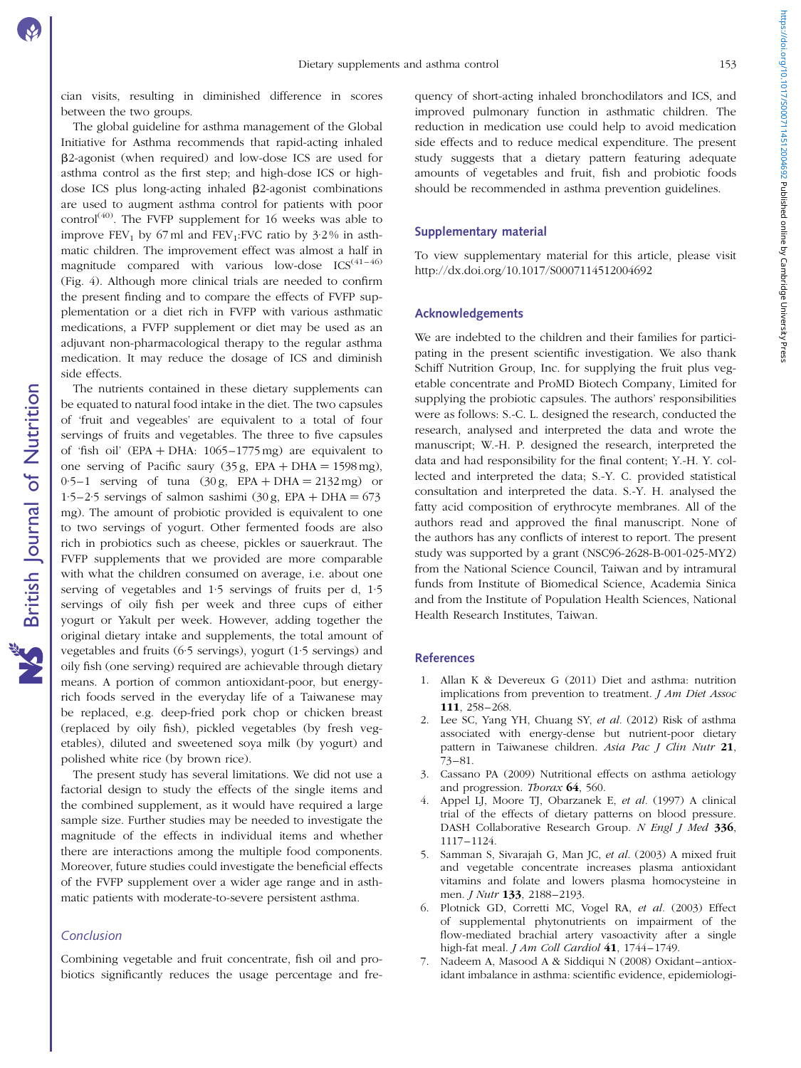cian visits, resulting in diminished difference in scores between the two groups.

The global guideline for asthma management of the Global Initiative for Asthma recommends that rapid-acting inhaled β2-agonist (when required) and low-dose ICS are used for asthma control as the first step; and high-dose ICS or high-dose ICS plus long-acting inhaled β2-agonist combinations are used to augment asthma control for patients with poor control[40]. The FVFP supplement for 16 weeks was able to improve $FEV_1$ by 67 ml and $FEV_1$:FVC ratio by 3·2 % in asthmatic children. The improvement effect was almost a half in magnitude compared with various low-dose ICS[41–46] (Fig. 4). Although more clinical trials are needed to confirm the present finding and to compare the effects of FVFP supplementation or a diet rich in FVFP with various asthmatic medications, a FVFP supplement or diet may be used as an adjuvant non-pharmacological therapy to the regular asthma medication. It may reduce the dosage of ICS and diminish side effects.

The nutrients contained in these dietary supplements can be equated to natural food intake in the diet. The two capsules of 'fruit and vegeables' are equivalent to a total of four servings of fruits and vegetables. The three to five capsules of 'fish oil' (EPA + DHA: 1065–1775 mg) are equivalent to one serving of Pacific saury (35 g, EPA + DHA = 1598 mg), 0·5–1 serving of tuna (30 g, EPA + DHA = 2132 mg) or 1·5–2·5 servings of salmon sashimi (30 g, EPA + DHA = 673 mg). The amount of probiotic provided is equivalent to one to two servings of yogurt. Other fermented foods are also rich in probiotics such as cheese, pickles or sauerkraut. The FVFP supplements that we provided are more comparable with what the children consumed on average, i.e. about one serving of vegetables and 1·5 servings of fruits per d, 1·5 servings of oily fish per week and three cups of either yogurt or Yakult per week. However, adding together the original dietary intake and supplements, the total amount of vegetables and fruits (6·5 servings), yogurt (1·5 servings) and oily fish (one serving) required are achievable through dietary means. A portion of common antioxidant-poor, but energy-rich foods served in the everyday life of a Taiwanese may be replaced, e.g. deep-fried pork chop or chicken breast (replaced by oily fish), pickled vegetables (by fresh vegetables), diluted and sweetened soya milk (by yogurt) and polished white rice (by brown rice).

The present study has several limitations. We did not use a factorial design to study the effects of the single items and the combined supplement, as it would have required a large sample size. Further studies may be needed to investigate the magnitude of the effects in individual items and whether there are interactions among the multiple food components. Moreover, future studies could investigate the beneficial effects of the FVFP supplement over a wider age range and in asthmatic patients with moderate-to-severe persistent asthma.

### *Conclusion*

Combining vegetable and fruit concentrate, fish oil and probiotics significantly reduces the usage percentage and frequency of short-acting inhaled bronchodilators and ICS, and improved pulmonary function in asthmatic children. The reduction in medication use could help to avoid medication side effects and to reduce medical expenditure. The present study suggests that a dietary pattern featuring adequate amounts of vegetables and fruit, fish and probiotic foods should be recommended in asthma prevention guidelines.

## Supplementary material

To view supplementary material for this article, please visit http://dx.doi.org/10.1017/S0007114512004692

## Acknowledgements

We are indebted to the children and their families for participating in the present scientific investigation. We also thank Schiff Nutrition Group, Inc. for supplying the fruit plus vegetable concentrate and ProMD Biotech Company, Limited for supplying the probiotic capsules. The authors' responsibilities were as follows: S.-C. L. designed the research, conducted the research, analysed and interpreted the data and wrote the manuscript; W.-H. P. designed the research, interpreted the data and had responsibility for the final content; Y.-H. Y. collected and interpreted the data; S.-Y. C. provided statistical consultation and interpreted the data. S.-Y. H. analysed the fatty acid composition of erythrocyte membranes. All of the authors read and approved the final manuscript. None of the authors has any conflicts of interest to report. The present study was supported by a grant (NSC96-2628-B-001-025-MY2) from the National Science Council, Taiwan and by intramural funds from Institute of Biomedical Science, Academia Sinica and from the Institute of Population Health Sciences, National Health Research Institutes, Taiwan.

## References

1. Allan K & Devereux G (2011) Diet and asthma: nutrition implications from prevention to treatment. *J Am Diet Assoc* **111**, 258–268.
2. Lee SC, Yang YH, Chuang SY, *et al.* (2012) Risk of asthma associated with energy-dense but nutrient-poor dietary pattern in Taiwanese children. *Asia Pac J Clin Nutr* **21**, 73–81.
3. Cassano PA (2009) Nutritional effects on asthma aetiology and progression. *Thorax* **64**, 560.
4. Appel LJ, Moore TJ, Obarzanek E, *et al.* (1997) A clinical trial of the effects of dietary patterns on blood pressure. DASH Collaborative Research Group. *N Engl J Med* **336**, 1117–1124.
5. Samman S, Sivarajah G, Man JC, *et al.* (2003) A mixed fruit and vegetable concentrate increases plasma antioxidant vitamins and folate and lowers plasma homocysteine in men. *J Nutr* **133**, 2188–2193.
6. Plotnick GD, Corretti MC, Vogel RA, *et al.* (2003) Effect of supplemental phytonutrients on impairment of the flow-mediated brachial artery vasoactivity after a single high-fat meal. *J Am Coll Cardiol* **41**, 1744–1749.
7. Nadeem A, Masood A & Siddiqui N (2008) Oxidant–antioxidant imbalance in asthma: scientific evidence, epidemiologi-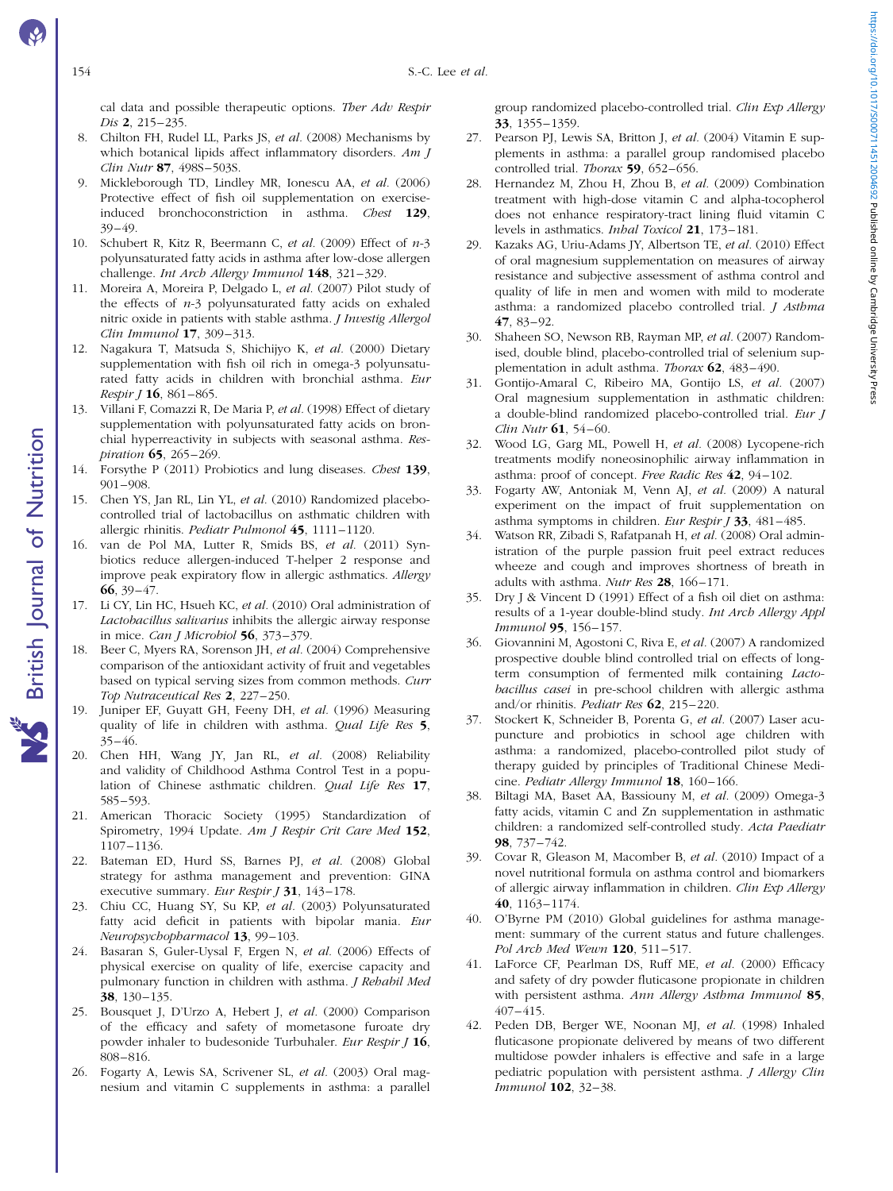cal data and possible therapeutic options. *Ther Adv Respir Dis* **2**, 215–235.

8. Chilton FH, Rudel LL, Parks JS, *et al.* (2008) Mechanisms by which botanical lipids affect inflammatory disorders. *Am J Clin Nutr* **87**, 498S–503S.
9. Mickleborough TD, Lindley MR, Ionescu AA, *et al.* (2006) Protective effect of fish oil supplementation on exercise-induced bronchoconstriction in asthma. *Chest* **129**, 39–49.
10. Schubert R, Kitz R, Beermann C, *et al.* (2009) Effect of *n*-3 polyunsaturated fatty acids in asthma after low-dose allergen challenge. *Int Arch Allergy Immunol* **148**, 321–329.
11. Moreira A, Moreira P, Delgado L, *et al.* (2007) Pilot study of the effects of *n*-3 polyunsaturated fatty acids on exhaled nitric oxide in patients with stable asthma. *J Investig Allergol Clin Immunol* **17**, 309–313.
12. Nagakura T, Matsuda S, Shichijyo K, *et al.* (2000) Dietary supplementation with fish oil rich in omega-3 polyunsaturated fatty acids in children with bronchial asthma. *Eur Respir J* **16**, 861–865.
13. Villani F, Comazzi R, De Maria P, *et al.* (1998) Effect of dietary supplementation with polyunsaturated fatty acids on bronchial hyperreactivity in subjects with seasonal asthma. *Respiration* **65**, 265–269.
14. Forsythe P (2011) Probiotics and lung diseases. *Chest* **139**, 901–908.
15. Chen YS, Jan RL, Lin YL, *et al.* (2010) Randomized placebo-controlled trial of lactobacillus on asthmatic children with allergic rhinitis. *Pediatr Pulmonol* **45**, 1111–1120.
16. van de Pol MA, Lutter R, Smids BS, *et al.* (2011) Synbiotics reduce allergen-induced T-helper 2 response and improve peak expiratory flow in allergic asthmatics. *Allergy* **66**, 39–47.
17. Li CY, Lin HC, Hsueh KC, *et al.* (2010) Oral administration of *Lactobacillus salivarius* inhibits the allergic airway response in mice. *Can J Microbiol* **56**, 373–379.
18. Beer C, Myers RA, Sorenson JH, *et al.* (2004) Comprehensive comparison of the antioxidant activity of fruit and vegetables based on typical serving sizes from common methods. *Curr Top Nutraceutical Res* **2**, 227–250.
19. Juniper EF, Guyatt GH, Feeny DH, *et al.* (1996) Measuring quality of life in children with asthma. *Qual Life Res* **5**, 35–46.
20. Chen HH, Wang JY, Jan RL, *et al.* (2008) Reliability and validity of Childhood Asthma Control Test in a population of Chinese asthmatic children. *Qual Life Res* **17**, 585–593.
21. American Thoracic Society (1995) Standardization of Spirometry, 1994 Update. *Am J Respir Crit Care Med* **152**, 1107–1136.
22. Bateman ED, Hurd SS, Barnes PJ, *et al.* (2008) Global strategy for asthma management and prevention: GINA executive summary. *Eur Respir J* **31**, 143–178.
23. Chiu CC, Huang SY, Su KP, *et al.* (2003) Polyunsaturated fatty acid deficit in patients with bipolar mania. *Eur Neuropsychopharmacol* **13**, 99–103.
24. Basaran S, Guler-Uysal F, Ergen N, *et al.* (2006) Effects of physical exercise on quality of life, exercise capacity and pulmonary function in children with asthma. *J Rehabil Med* **38**, 130–135.
25. Bousquet J, D'Urzo A, Hebert J, *et al.* (2000) Comparison of the efficacy and safety of mometasone furoate dry powder inhaler to budesonide Turbuhaler. *Eur Respir J* **16**, 808–816.
26. Fogarty A, Lewis SA, Scrivener SL, *et al.* (2003) Oral magnesium and vitamin C supplements in asthma: a parallel group randomized placebo-controlled trial. *Clin Exp Allergy* **33**, 1355–1359.
27. Pearson PJ, Lewis SA, Britton J, *et al.* (2004) Vitamin E supplements in asthma: a parallel group randomised placebo controlled trial. *Thorax* **59**, 652–656.
28. Hernandez M, Zhou H, Zhou B, *et al.* (2009) Combination treatment with high-dose vitamin C and alpha-tocopherol does not enhance respiratory-tract lining fluid vitamin C levels in asthmatics. *Inhal Toxicol* **21**, 173–181.
29. Kazaks AG, Uriu-Adams JY, Albertson TE, *et al.* (2010) Effect of oral magnesium supplementation on measures of airway resistance and subjective assessment of asthma control and quality of life in men and women with mild to moderate asthma: a randomized placebo controlled trial. *J Asthma* **47**, 83–92.
30. Shaheen SO, Newson RB, Rayman MP, *et al.* (2007) Randomised, double blind, placebo-controlled trial of selenium supplementation in adult asthma. *Thorax* **62**, 483–490.
31. Gontijo-Amaral C, Ribeiro MA, Gontijo LS, *et al.* (2007) Oral magnesium supplementation in asthmatic children: a double-blind randomized placebo-controlled trial. *Eur J Clin Nutr* **61**, 54–60.
32. Wood LG, Garg ML, Powell H, *et al.* (2008) Lycopene-rich treatments modify noneosinophilic airway inflammation in asthma: proof of concept. *Free Radic Res* **42**, 94–102.
33. Fogarty AW, Antoniak M, Venn AJ, *et al.* (2009) A natural experiment on the impact of fruit supplementation on asthma symptoms in children. *Eur Respir J* **33**, 481–485.
34. Watson RR, Zibadi S, Rafatpanah H, *et al.* (2008) Oral administration of the purple passion fruit peel extract reduces wheeze and cough and improves shortness of breath in adults with asthma. *Nutr Res* **28**, 166–171.
35. Dry J & Vincent D (1991) Effect of a fish oil diet on asthma: results of a 1-year double-blind study. *Int Arch Allergy Appl Immunol* **95**, 156–157.
36. Giovannini M, Agostoni C, Riva E, *et al.* (2007) A randomized prospective double blind controlled trial on effects of long-term consumption of fermented milk containing *Lactobacillus casei* in pre-school children with allergic asthma and/or rhinitis. *Pediatr Res* **62**, 215–220.
37. Stockert K, Schneider B, Porenta G, *et al.* (2007) Laser acupuncture and probiotics in school age children with asthma: a randomized, placebo-controlled pilot study of therapy guided by principles of Traditional Chinese Medicine. *Pediatr Allergy Immunol* **18**, 160–166.
38. Biltagi MA, Baset AA, Bassiouny M, *et al.* (2009) Omega-3 fatty acids, vitamin C and Zn supplementation in asthmatic children: a randomized self-controlled study. *Acta Paediatr* **98**, 737–742.
39. Covar R, Gleason M, Macomber B, *et al.* (2010) Impact of a novel nutritional formula on asthma control and biomarkers of allergic airway inflammation in children. *Clin Exp Allergy* **40**, 1163–1174.
40. O'Byrne PM (2010) Global guidelines for asthma management: summary of the current status and future challenges. *Pol Arch Med Wewn* **120**, 511–517.
41. LaForce CF, Pearlman DS, Ruff ME, *et al.* (2000) Efficacy and safety of dry powder fluticasone propionate in children with persistent asthma. *Ann Allergy Asthma Immunol* **85**, 407–415.
42. Peden DB, Berger WE, Noonan MJ, *et al.* (1998) Inhaled fluticasone propionate delivered by means of two different multidose powder inhalers is effective and safe in a large pediatric population with persistent asthma. *J Allergy Clin Immunol* **102**, 32–38.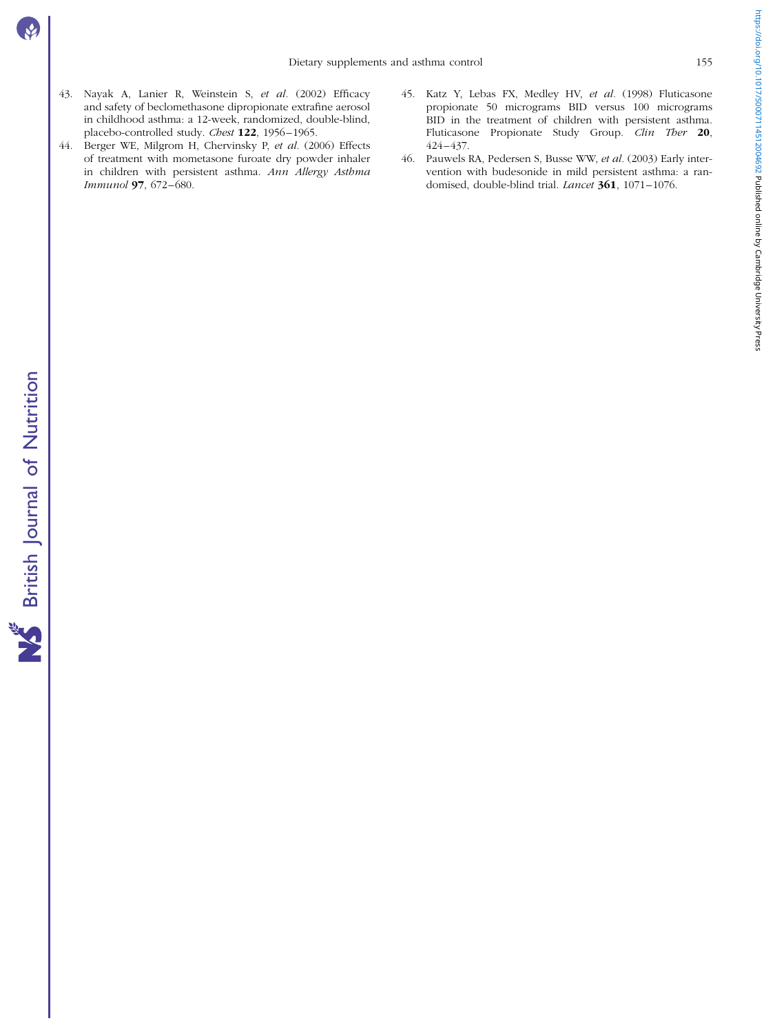43. Nayak A, Lanier R, Weinstein S, *et al*. (2002) Efficacy and safety of beclomethasone dipropionate extrafine aerosol in childhood asthma: a 12-week, randomized, double-blind, placebo-controlled study. *Chest* **122**, 1956–1965.
44. Berger WE, Milgrom H, Chervinsky P, *et al*. (2006) Effects of treatment with mometasone furoate dry powder inhaler in children with persistent asthma. *Ann Allergy Asthma Immunol* **97**, 672–680.
45. Katz Y, Lebas FX, Medley HV, *et al*. (1998) Fluticasone propionate 50 micrograms BID versus 100 micrograms BID in the treatment of children with persistent asthma. Fluticasone Propionate Study Group. *Clin Ther* **20**, 424–437.
46. Pauwels RA, Pedersen S, Busse WW, *et al*. (2003) Early intervention with budesonide in mild persistent asthma: a randomised, double-blind trial. *Lancet* **361**, 1071–1076.